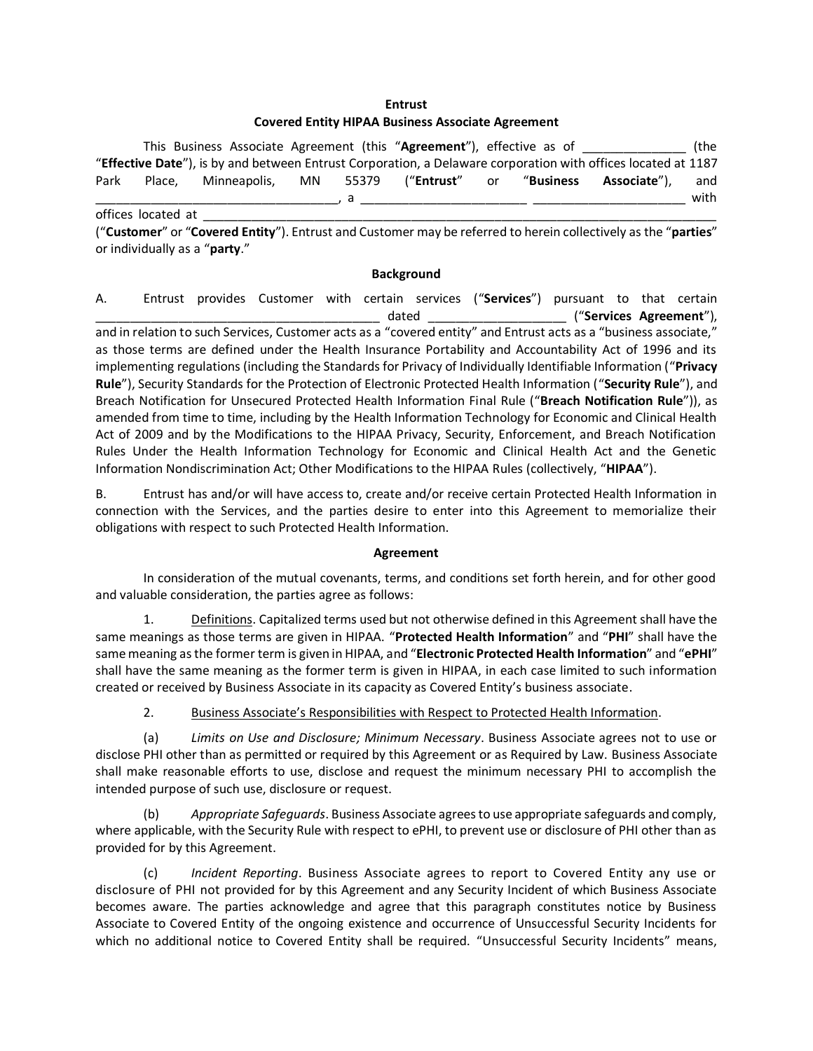**Entrust**

**Covered Entity HIPAA Business Associate Agreement**

This Business Associate Agreement (this "**Agreement**"), effective as of _______________ (the "**Effective Date**"), is by and between Entrust Corporation, a Delaware corporation with offices located at 1187 Park Place, Minneapolis, MN 55379 ("**Entrust**" or "**Business Associate**"), and ___________________________________, a ________________________ ______________________ with offices located at ________________________________________________________________________ ("**Customer**" or "**Covered Entity**"). Entrust and Customer may be referred to herein collectively as the "**parties**" or individually as a "**party**."

**Background**

A. Entrust provides Customer with certain services ("**Services**") pursuant to that certain ________________________________________ dated ___________________ ("**Services Agreement**"), and in relation to such Services, Customer acts as a "covered entity" and Entrust acts as a "business associate," as those terms are defined under the Health Insurance Portability and Accountability Act of 1996 and its implementing regulations (including the Standards for Privacy of Individually Identifiable Information ("**Privacy Rule**"), Security Standards for the Protection of Electronic Protected Health Information ("**Security Rule**"), and Breach Notification for Unsecured Protected Health Information Final Rule ("**Breach Notification Rule**")), as amended from time to time, including by the Health Information Technology for Economic and Clinical Health Act of 2009 and by the Modifications to the HIPAA Privacy, Security, Enforcement, and Breach Notification Rules Under the Health Information Technology for Economic and Clinical Health Act and the Genetic Information Nondiscrimination Act; Other Modifications to the HIPAA Rules (collectively, "**HIPAA**").

B. Entrust has and/or will have access to, create and/or receive certain Protected Health Information in connection with the Services, and the parties desire to enter into this Agreement to memorialize their obligations with respect to such Protected Health Information.

**Agreement**

In consideration of the mutual covenants, terms, and conditions set forth herein, and for other good and valuable consideration, the parties agree as follows:

1. Definitions. Capitalized terms used but not otherwise defined in this Agreement shall have the same meanings as those terms are given in HIPAA. "**Protected Health Information**" and "**PHI**" shall have the same meaning as the former term is given in HIPAA, and "**Electronic Protected Health Information**" and "**ePHI**" shall have the same meaning as the former term is given in HIPAA, in each case limited to such information created or received by Business Associate in its capacity as Covered Entity's business associate.

2. Business Associate's Responsibilities with Respect to Protected Health Information.

(a) *Limits on Use and Disclosure; Minimum Necessary*. Business Associate agrees not to use or disclose PHI other than as permitted or required by this Agreement or as Required by Law. Business Associate shall make reasonable efforts to use, disclose and request the minimum necessary PHI to accomplish the intended purpose of such use, disclosure or request.

(b) *Appropriate Safeguards*. Business Associate agrees to use appropriate safeguards and comply, where applicable, with the Security Rule with respect to ePHI, to prevent use or disclosure of PHI other than as provided for by this Agreement.

(c) *Incident Reporting*. Business Associate agrees to report to Covered Entity any use or disclosure of PHI not provided for by this Agreement and any Security Incident of which Business Associate becomes aware. The parties acknowledge and agree that this paragraph constitutes notice by Business Associate to Covered Entity of the ongoing existence and occurrence of Unsuccessful Security Incidents for which no additional notice to Covered Entity shall be required. "Unsuccessful Security Incidents" means,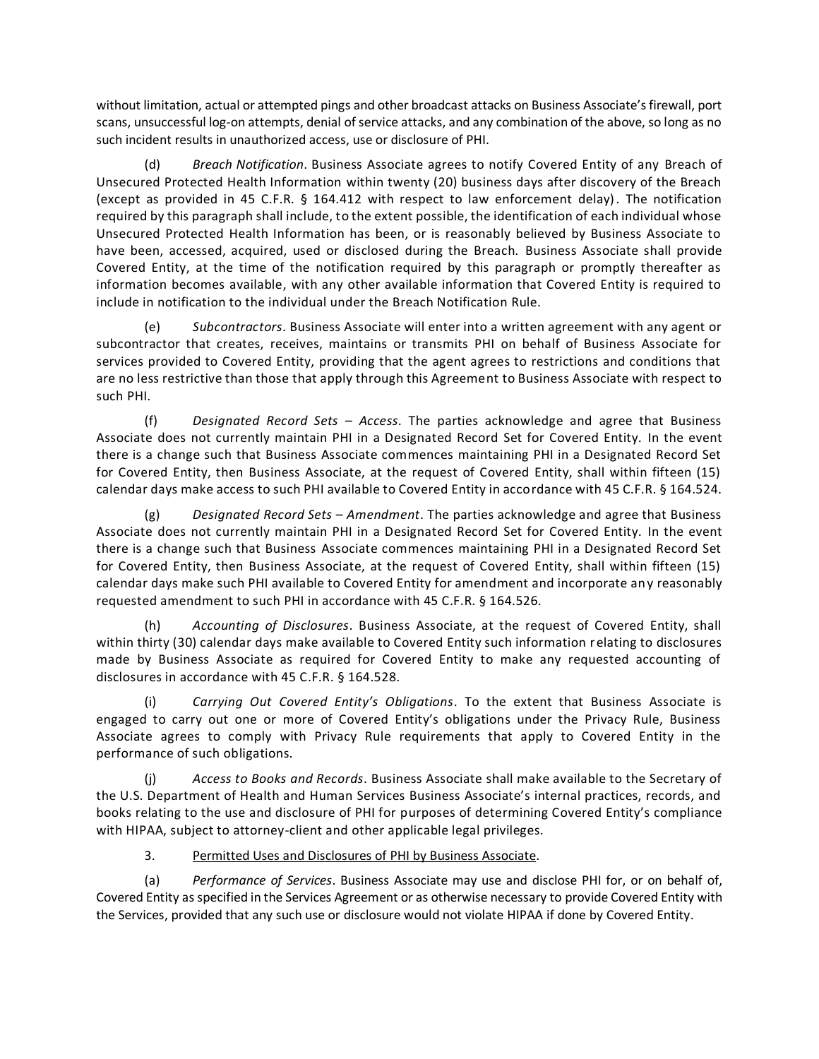without limitation, actual or attempted pings and other broadcast attacks on Business Associate's firewall, port scans, unsuccessful log-on attempts, denial of service attacks, and any combination of the above, so long as no such incident results in unauthorized access, use or disclosure of PHI.

(d) *Breach Notification*. Business Associate agrees to notify Covered Entity of any Breach of Unsecured Protected Health Information within twenty (20) business days after discovery of the Breach (except as provided in 45 C.F.R. § 164.412 with respect to law enforcement delay). The notification required by this paragraph shall include, to the extent possible, the identification of each individual whose Unsecured Protected Health Information has been, or is reasonably believed by Business Associate to have been, accessed, acquired, used or disclosed during the Breach. Business Associate shall provide Covered Entity, at the time of the notification required by this paragraph or promptly thereafter as information becomes available, with any other available information that Covered Entity is required to include in notification to the individual under the Breach Notification Rule.

(e) *Subcontractors*. Business Associate will enter into a written agreement with any agent or subcontractor that creates, receives, maintains or transmits PHI on behalf of Business Associate for services provided to Covered Entity, providing that the agent agrees to restrictions and conditions that are no less restrictive than those that apply through this Agreement to Business Associate with respect to such PHI.

(f) *Designated Record Sets – Access*. The parties acknowledge and agree that Business Associate does not currently maintain PHI in a Designated Record Set for Covered Entity. In the event there is a change such that Business Associate commences maintaining PHI in a Designated Record Set for Covered Entity, then Business Associate, at the request of Covered Entity, shall within fifteen (15) calendar days make access to such PHI available to Covered Entity in accordance with 45 C.F.R. § 164.524.

(g) *Designated Record Sets – Amendment*. The parties acknowledge and agree that Business Associate does not currently maintain PHI in a Designated Record Set for Covered Entity. In the event there is a change such that Business Associate commences maintaining PHI in a Designated Record Set for Covered Entity, then Business Associate, at the request of Covered Entity, shall within fifteen (15) calendar days make such PHI available to Covered Entity for amendment and incorporate any reasonably requested amendment to such PHI in accordance with 45 C.F.R. § 164.526.

(h) *Accounting of Disclosures*. Business Associate, at the request of Covered Entity, shall within thirty (30) calendar days make available to Covered Entity such information relating to disclosures made by Business Associate as required for Covered Entity to make any requested accounting of disclosures in accordance with 45 C.F.R. § 164.528.

(i) *Carrying Out Covered Entity's Obligations*. To the extent that Business Associate is engaged to carry out one or more of Covered Entity's obligations under the Privacy Rule, Business Associate agrees to comply with Privacy Rule requirements that apply to Covered Entity in the performance of such obligations.

(j) *Access to Books and Records*. Business Associate shall make available to the Secretary of the U.S. Department of Health and Human Services Business Associate's internal practices, records, and books relating to the use and disclosure of PHI for purposes of determining Covered Entity's compliance with HIPAA, subject to attorney-client and other applicable legal privileges.

3. Permitted Uses and Disclosures of PHI by Business Associate.

(a) *Performance of Services*. Business Associate may use and disclose PHI for, or on behalf of, Covered Entity as specified in the Services Agreement or as otherwise necessary to provide Covered Entity with the Services, provided that any such use or disclosure would not violate HIPAA if done by Covered Entity.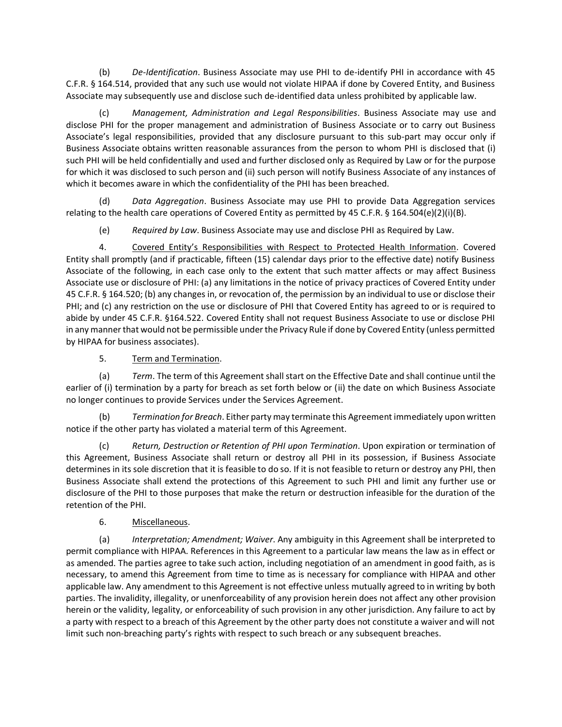(b) *De-Identification*. Business Associate may use PHI to de-identify PHI in accordance with 45 C.F.R. § 164.514, provided that any such use would not violate HIPAA if done by Covered Entity, and Business Associate may subsequently use and disclose such de-identified data unless prohibited by applicable law.

(c) *Management, Administration and Legal Responsibilities*. Business Associate may use and disclose PHI for the proper management and administration of Business Associate or to carry out Business Associate's legal responsibilities, provided that any disclosure pursuant to this sub-part may occur only if Business Associate obtains written reasonable assurances from the person to whom PHI is disclosed that (i) such PHI will be held confidentially and used and further disclosed only as Required by Law or for the purpose for which it was disclosed to such person and (ii) such person will notify Business Associate of any instances of which it becomes aware in which the confidentiality of the PHI has been breached.

(d) *Data Aggregation*. Business Associate may use PHI to provide Data Aggregation services relating to the health care operations of Covered Entity as permitted by 45 C.F.R. § 164.504(e)(2)(i)(B).

(e) *Required by Law*. Business Associate may use and disclose PHI as Required by Law.

4. Covered Entity's Responsibilities with Respect to Protected Health Information. Covered Entity shall promptly (and if practicable, fifteen (15) calendar days prior to the effective date) notify Business Associate of the following, in each case only to the extent that such matter affects or may affect Business Associate use or disclosure of PHI: (a) any limitations in the notice of privacy practices of Covered Entity under 45 C.F.R. § 164.520; (b) any changes in, or revocation of, the permission by an individual to use or disclose their PHI; and (c) any restriction on the use or disclosure of PHI that Covered Entity has agreed to or is required to abide by under 45 C.F.R. §164.522. Covered Entity shall not request Business Associate to use or disclose PHI in any manner that would not be permissible under the Privacy Rule if done by Covered Entity (unless permitted by HIPAA for business associates).

5. Term and Termination.

(a) *Term*. The term of this Agreement shall start on the Effective Date and shall continue until the earlier of (i) termination by a party for breach as set forth below or (ii) the date on which Business Associate no longer continues to provide Services under the Services Agreement.

(b) *Termination for Breach*. Either party may terminate this Agreement immediately upon written notice if the other party has violated a material term of this Agreement.

(c) *Return, Destruction or Retention of PHI upon Termination*. Upon expiration or termination of this Agreement, Business Associate shall return or destroy all PHI in its possession, if Business Associate determines in its sole discretion that it is feasible to do so. If it is not feasible to return or destroy any PHI, then Business Associate shall extend the protections of this Agreement to such PHI and limit any further use or disclosure of the PHI to those purposes that make the return or destruction infeasible for the duration of the retention of the PHI.

6. Miscellaneous.

(a) *Interpretation; Amendment; Waiver*. Any ambiguity in this Agreement shall be interpreted to permit compliance with HIPAA. References in this Agreement to a particular law means the law as in effect or as amended. The parties agree to take such action, including negotiation of an amendment in good faith, as is necessary, to amend this Agreement from time to time as is necessary for compliance with HIPAA and other applicable law. Any amendment to this Agreement is not effective unless mutually agreed to in writing by both parties. The invalidity, illegality, or unenforceability of any provision herein does not affect any other provision herein or the validity, legality, or enforceability of such provision in any other jurisdiction. Any failure to act by a party with respect to a breach of this Agreement by the other party does not constitute a waiver and will not limit such non-breaching party's rights with respect to such breach or any subsequent breaches.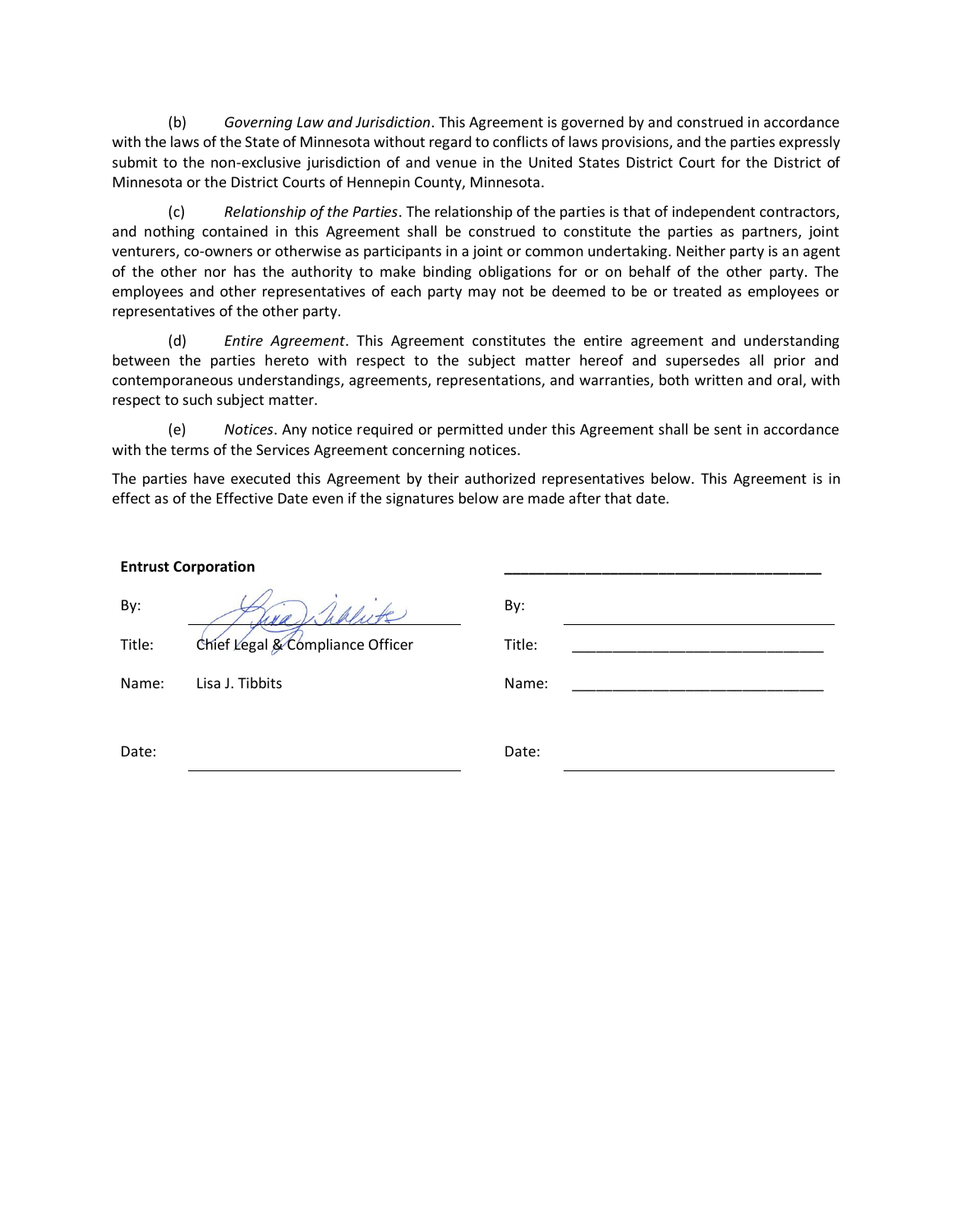(b) *Governing Law and Jurisdiction*. This Agreement is governed by and construed in accordance with the laws of the State of Minnesota without regard to conflicts of laws provisions, and the parties expressly submit to the non-exclusive jurisdiction of and venue in the United States District Court for the District of Minnesota or the District Courts of Hennepin County, Minnesota.

(c) *Relationship of the Parties*. The relationship of the parties is that of independent contractors, and nothing contained in this Agreement shall be construed to constitute the parties as partners, joint venturers, co-owners or otherwise as participants in a joint or common undertaking. Neither party is an agent of the other nor has the authority to make binding obligations for or on behalf of the other party. The employees and other representatives of each party may not be deemed to be or treated as employees or representatives of the other party.

(d) *Entire Agreement*. This Agreement constitutes the entire agreement and understanding between the parties hereto with respect to the subject matter hereof and supersedes all prior and contemporaneous understandings, agreements, representations, and warranties, both written and oral, with respect to such subject matter.

(e) *Notices*. Any notice required or permitted under this Agreement shall be sent in accordance with the terms of the Services Agreement concerning notices.

The parties have executed this Agreement by their authorized representatives below. This Agreement is in effect as of the Effective Date even if the signatures below are made after that date.

| **Entrust Corporation** | | ______________________________ | |
|---|---|---|---|
| By: | *[signature]* | By: | ______________________________ |
| Title: | Chief Legal & Compliance Officer | Title: | ______________________________ |
| Name: | Lisa J. Tibbits | Name: | ______________________________ |
| Date: | ______________________________ | Date: | ______________________________ |